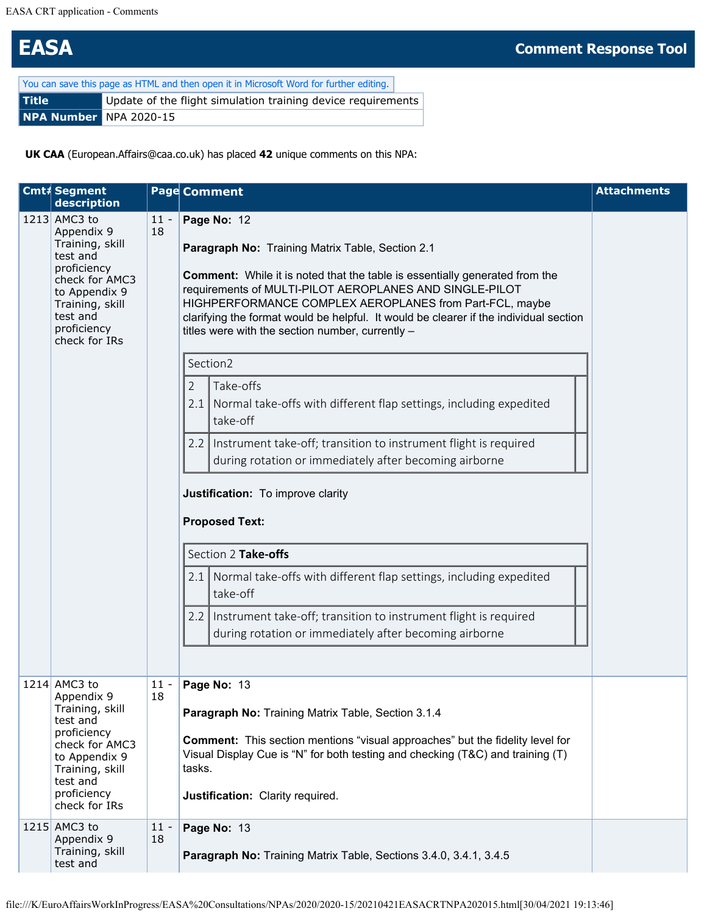# EASA Comment Response Tool

You can save this page as HTML and then open it in Microsoft Word for further editing.

| **Title** | Update of the flight simulation training device requirements |
|---|---|
| **NPA Number** | NPA 2020-15 |

**UK CAA** (European.Affairs@caa.co.uk) has placed **42** unique comments on this NPA:

| Cmt# | Segment description | Page | Comment | Attachments |
|---|---|---|---|---|
| 1213 | AMC3 to Appendix 9 Training, skill test and proficiency check for AMC3 to Appendix 9 Training, skill test and proficiency check for IRs | 11 - 18 | **Page No:** 12<br><br>**Paragraph No:** Training Matrix Table, Section 2.1<br><br>**Comment:** While it is noted that the table is essentially generated from the requirements of MULTI-PILOT AEROPLANES AND SINGLE-PILOT HIGHPERFORMANCE COMPLEX AEROPLANES from Part-FCL, maybe clarifying the format would be helpful. It would be clearer if the individual section titles were with the section number, currently –<br><br>Section2<br>2 Take-offs<br>2.1 Normal take-offs with different flap settings, including expedited take-off<br>2.2 Instrument take-off; transition to instrument flight is required during rotation or immediately after becoming airborne<br><br>**Justification:** To improve clarity<br><br>**Proposed Text:**<br><br>Section 2 **Take-offs**<br>2.1 Normal take-offs with different flap settings, including expedited take-off<br>2.2 Instrument take-off; transition to instrument flight is required during rotation or immediately after becoming airborne | |
| 1214 | AMC3 to Appendix 9 Training, skill test and proficiency check for AMC3 to Appendix 9 Training, skill test and proficiency check for IRs | 11 - 18 | **Page No:** 13<br><br>**Paragraph No:** Training Matrix Table, Section 3.1.4<br><br>**Comment:** This section mentions “visual approaches” but the fidelity level for Visual Display Cue is “N” for both testing and checking (T&C) and training (T) tasks.<br><br>**Justification:** Clarity required. | |
| 1215 | AMC3 to Appendix 9 Training, skill test and | 11 - 18 | **Page No:** 13<br><br>**Paragraph No:** Training Matrix Table, Sections 3.4.0, 3.4.1, 3.4.5 | |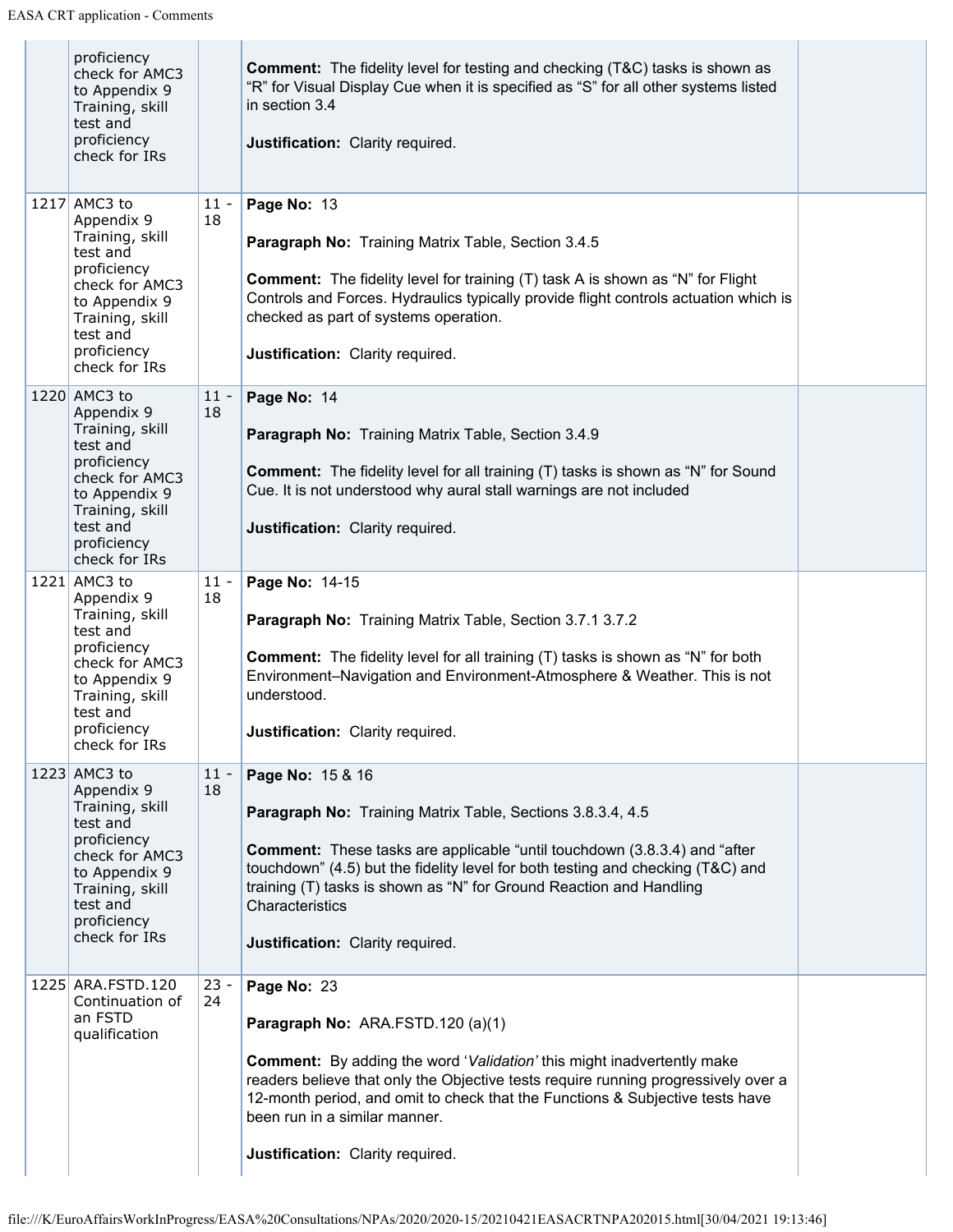| | | | | |
|---|---|---|---|---|
| | proficiency check for AMC3 to Appendix 9 Training, skill test and proficiency check for IRs | | **Comment:** The fidelity level for testing and checking (T&C) tasks is shown as "R" for Visual Display Cue when it is specified as "S" for all other systems listed in section 3.4<br><br>**Justification:** Clarity required. | |
| 1217 | AMC3 to Appendix 9 Training, skill test and proficiency check for AMC3 to Appendix 9 Training, skill test and proficiency check for IRs | 11 - 18 | **Page No:** 13<br><br>**Paragraph No:** Training Matrix Table, Section 3.4.5<br><br>**Comment:** The fidelity level for training (T) task A is shown as "N" for Flight Controls and Forces. Hydraulics typically provide flight controls actuation which is checked as part of systems operation.<br><br>**Justification:** Clarity required. | |
| 1220 | AMC3 to Appendix 9 Training, skill test and proficiency check for AMC3 to Appendix 9 Training, skill test and proficiency check for IRs | 11 - 18 | **Page No:** 14<br><br>**Paragraph No:** Training Matrix Table, Section 3.4.9<br><br>**Comment:** The fidelity level for all training (T) tasks is shown as "N" for Sound Cue. It is not understood why aural stall warnings are not included<br><br>**Justification:** Clarity required. | |
| 1221 | AMC3 to Appendix 9 Training, skill test and proficiency check for AMC3 to Appendix 9 Training, skill test and proficiency check for IRs | 11 - 18 | **Page No:** 14-15<br><br>**Paragraph No:** Training Matrix Table, Section 3.7.1 3.7.2<br><br>**Comment:** The fidelity level for all training (T) tasks is shown as "N" for both Environment–Navigation and Environment-Atmosphere & Weather. This is not understood.<br><br>**Justification:** Clarity required. | |
| 1223 | AMC3 to Appendix 9 Training, skill test and proficiency check for AMC3 to Appendix 9 Training, skill test and proficiency check for IRs | 11 - 18 | **Page No:** 15 & 16<br><br>**Paragraph No:** Training Matrix Table, Sections 3.8.3.4, 4.5<br><br>**Comment:** These tasks are applicable "until touchdown (3.8.3.4) and "after touchdown" (4.5) but the fidelity level for both testing and checking (T&C) and training (T) tasks is shown as "N" for Ground Reaction and Handling Characteristics<br><br>**Justification:** Clarity required. | |
| 1225 | ARA.FSTD.120 Continuation of an FSTD qualification | 23 - 24 | **Page No:** 23<br><br>**Paragraph No:** ARA.FSTD.120 (a)(1)<br><br>**Comment:** By adding the word '*Validation'* this might inadvertently make readers believe that only the Objective tests require running progressively over a 12-month period, and omit to check that the Functions & Subjective tests have been run in a similar manner.<br><br>**Justification:** Clarity required. | |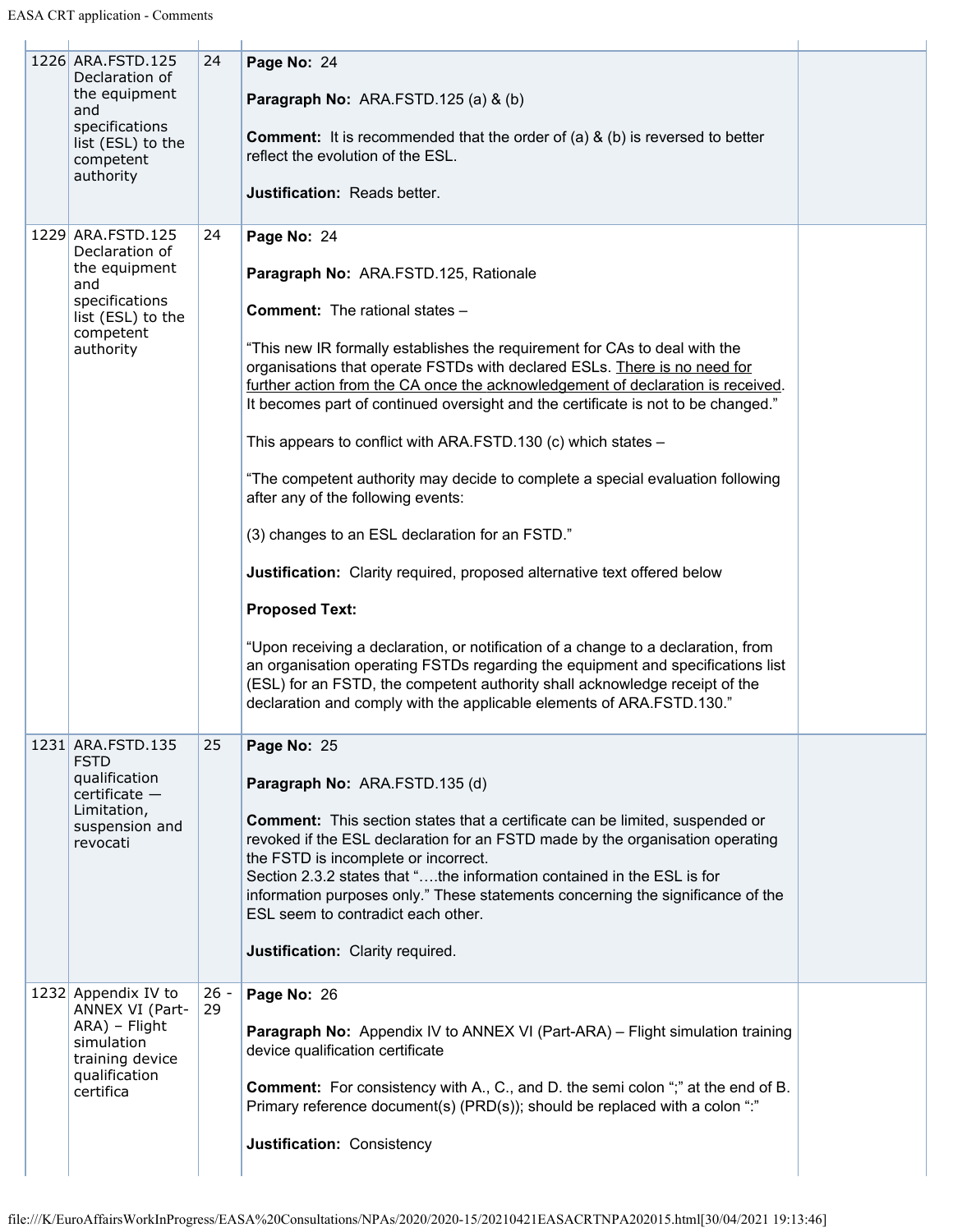| | | | | |
|---|---|---|---|---|
| 1226 | ARA.FSTD.125 Declaration of the equipment and specifications list (ESL) to the competent authority | 24 | **Page No:** 24<br><br>**Paragraph No:** ARA.FSTD.125 (a) & (b)<br><br>**Comment:** It is recommended that the order of (a) & (b) is reversed to better reflect the evolution of the ESL.<br><br>**Justification:** Reads better. | |
| 1229 | ARA.FSTD.125 Declaration of the equipment and specifications list (ESL) to the competent authority | 24 | **Page No:** 24<br><br>**Paragraph No:** ARA.FSTD.125, Rationale<br><br>**Comment:** The rational states –<br><br>"This new IR formally establishes the requirement for CAs to deal with the organisations that operate FSTDs with declared ESLs. There is no need for further action from the CA once the acknowledgement of declaration is received. It becomes part of continued oversight and the certificate is not to be changed."<br><br>This appears to conflict with ARA.FSTD.130 (c) which states –<br><br>"The competent authority may decide to complete a special evaluation following after any of the following events:<br><br>(3) changes to an ESL declaration for an FSTD."<br><br>**Justification:** Clarity required, proposed alternative text offered below<br><br>**Proposed Text:**<br><br>"Upon receiving a declaration, or notification of a change to a declaration, from an organisation operating FSTDs regarding the equipment and specifications list (ESL) for an FSTD, the competent authority shall acknowledge receipt of the declaration and comply with the applicable elements of ARA.FSTD.130." | |
| 1231 | ARA.FSTD.135 FSTD qualification certificate — Limitation, suspension and revocati | 25 | **Page No:** 25<br><br>**Paragraph No:** ARA.FSTD.135 (d)<br><br>**Comment:** This section states that a certificate can be limited, suspended or revoked if the ESL declaration for an FSTD made by the organisation operating the FSTD is incomplete or incorrect.<br>Section 2.3.2 states that "….the information contained in the ESL is for information purposes only." These statements concerning the significance of the ESL seem to contradict each other.<br><br>**Justification:** Clarity required. | |
| 1232 | Appendix IV to ANNEX VI (Part-ARA) – Flight simulation training device qualification certifica | 26 - 29 | **Page No:** 26<br><br>**Paragraph No:** Appendix IV to ANNEX VI (Part-ARA) – Flight simulation training device qualification certificate<br><br>**Comment:** For consistency with A., C., and D. the semi colon ";" at the end of B. Primary reference document(s) (PRD(s)); should be replaced with a colon ":"<br><br>**Justification:** Consistency | |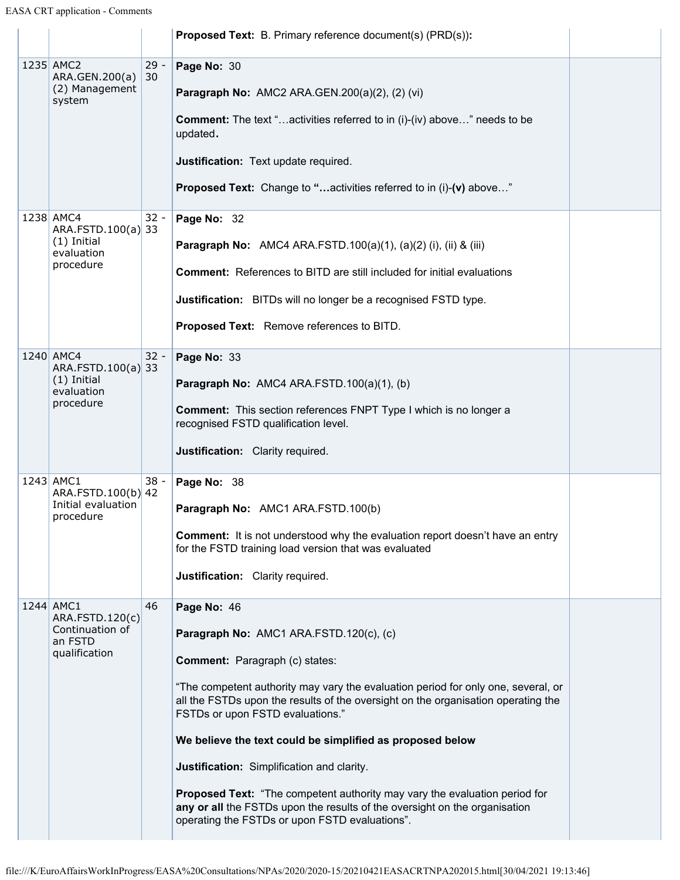| | | | | |
|---|---|---|---|---|
| | | | **Proposed Text:** B. Primary reference document(s) (PRD(s))**:** | |
| 1235 | AMC2 ARA.GEN.200(a)(2) Management system | 29 - 30 | **Page No:** 30<br><br>**Paragraph No:** AMC2 ARA.GEN.200(a)(2), (2) (vi)<br><br>**Comment:** The text "…activities referred to in (i)-(iv) above…" needs to be updated**.**<br><br>**Justification:** Text update required.<br><br>**Proposed Text:** Change to **"…**activities referred to in (i)-**(v)** above…" | |
| 1238 | AMC4 ARA.FSTD.100(a)(1) Initial evaluation procedure | 32 - 33 | **Page No:** 32<br><br>**Paragraph No:** AMC4 ARA.FSTD.100(a)(1), (a)(2) (i), (ii) & (iii)<br><br>**Comment:** References to BITD are still included for initial evaluations<br><br>**Justification:** BITDs will no longer be a recognised FSTD type.<br><br>**Proposed Text:** Remove references to BITD. | |
| 1240 | AMC4 ARA.FSTD.100(a)(1) Initial evaluation procedure | 32 - 33 | **Page No:** 33<br><br>**Paragraph No:** AMC4 ARA.FSTD.100(a)(1), (b)<br><br>**Comment:** This section references FNPT Type I which is no longer a recognised FSTD qualification level.<br><br>**Justification:** Clarity required. | |
| 1243 | AMC1 ARA.FSTD.100(b) Initial evaluation procedure | 38 - 42 | **Page No:** 38<br><br>**Paragraph No:** AMC1 ARA.FSTD.100(b)<br><br>**Comment:** It is not understood why the evaluation report doesn't have an entry for the FSTD training load version that was evaluated<br><br>**Justification:** Clarity required. | |
| 1244 | AMC1 ARA.FSTD.120(c) Continuation of an FSTD qualification | 46 | **Page No:** 46<br><br>**Paragraph No:** AMC1 ARA.FSTD.120(c), (c)<br><br>**Comment:** Paragraph (c) states:<br><br>"The competent authority may vary the evaluation period for only one, several, or all the FSTDs upon the results of the oversight on the organisation operating the FSTDs or upon FSTD evaluations."<br><br>**We believe the text could be simplified as proposed below**<br><br>**Justification:** Simplification and clarity.<br><br>**Proposed Text:** "The competent authority may vary the evaluation period for **any or all** the FSTDs upon the results of the oversight on the organisation operating the FSTDs or upon FSTD evaluations". | |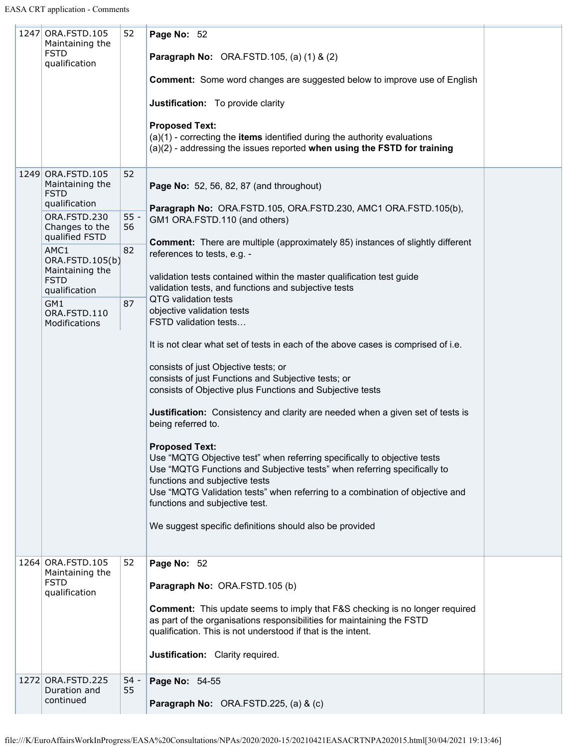| | | | | |
|---|---|---|---|---|
| 1247 | ORA.FSTD.105 Maintaining the FSTD qualification | 52 | **Page No:** 52<br><br>**Paragraph No:** ORA.FSTD.105, (a) (1) & (2)<br><br>**Comment:** Some word changes are suggested below to improve use of English<br><br>**Justification:** To provide clarity<br><br>**Proposed Text:**<br>(a)(1) - correcting the **items** identified during the authority evaluations<br>(a)(2) - addressing the issues reported **when using the FSTD for training** | |
| 1249 | ORA.FSTD.105 Maintaining the FSTD qualification<br><br>ORA.FSTD.230 Changes to the qualified FSTD<br><br>AMC1 ORA.FSTD.105(b) Maintaining the FSTD qualification<br><br>GM1 ORA.FSTD.110 Modifications | 52<br><br>55 - 56<br><br>82<br><br>87 | **Page No:** 52, 56, 82, 87 (and throughout)<br><br>**Paragraph No:** ORA.FSTD.105, ORA.FSTD.230, AMC1 ORA.FSTD.105(b), GM1 ORA.FSTD.110 (and others)<br><br>**Comment:** There are multiple (approximately 85) instances of slightly different references to tests, e.g. -<br><br>validation tests contained within the master qualification test guide<br>validation tests, and functions and subjective tests<br>QTG validation tests<br>objective validation tests<br>FSTD validation tests…<br><br>It is not clear what set of tests in each of the above cases is comprised of i.e.<br><br>consists of just Objective tests; or<br>consists of just Functions and Subjective tests; or<br>consists of Objective plus Functions and Subjective tests<br><br>**Justification:** Consistency and clarity are needed when a given set of tests is being referred to.<br><br>**Proposed Text:**<br>Use "MQTG Objective test" when referring specifically to objective tests<br>Use "MQTG Functions and Subjective tests" when referring specifically to functions and subjective tests<br>Use "MQTG Validation tests" when referring to a combination of objective and functions and subjective test.<br><br>We suggest specific definitions should also be provided | |
| 1264 | ORA.FSTD.105 Maintaining the FSTD qualification | 52 | **Page No:** 52<br><br>**Paragraph No:** ORA.FSTD.105 (b)<br><br>**Comment:** This update seems to imply that F&S checking is no longer required as part of the organisations responsibilities for maintaining the FSTD qualification. This is not understood if that is the intent.<br><br>**Justification:** Clarity required. | |
| 1272 | ORA.FSTD.225 Duration and continued | 54 - 55 | **Page No:** 54-55<br><br>**Paragraph No:** ORA.FSTD.225, (a) & (c) | |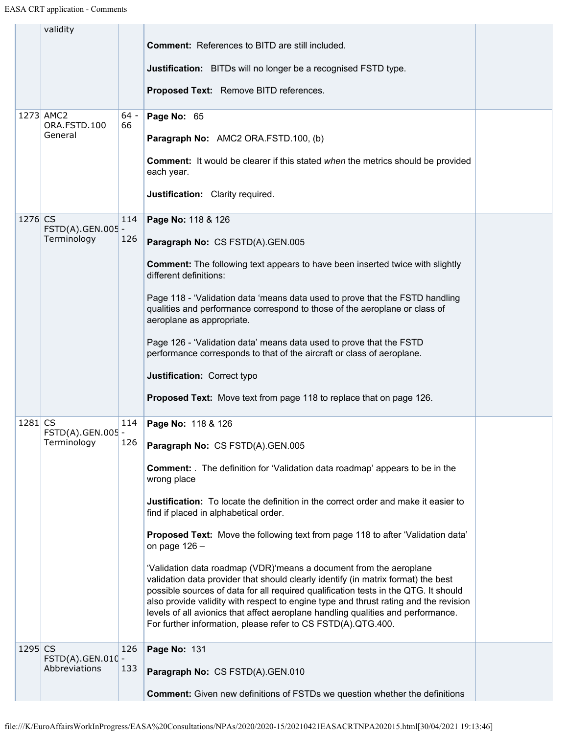| | validity | | **Comment:** References to BITD are still included.<br><br>**Justification:** BITDs will no longer be a recognised FSTD type.<br><br>**Proposed Text:** Remove BITD references. | |
|---|---|---|---|---|
| 1273 | AMC2 ORA.FSTD.100 General | 64 - 66 | **Page No:** 65<br><br>**Paragraph No:** AMC2 ORA.FSTD.100, (b)<br><br>**Comment:** It would be clearer if this stated *when* the metrics should be provided each year.<br><br>**Justification:** Clarity required. | |
| 1276 | CS FSTD(A).GEN.005 - Terminology | 114 - 126 | **Page No:** 118 & 126<br><br>**Paragraph No:** CS FSTD(A).GEN.005<br><br>**Comment:** The following text appears to have been inserted twice with slightly different definitions:<br><br>Page 118 - 'Validation data 'means data used to prove that the FSTD handling qualities and performance correspond to those of the aeroplane or class of aeroplane as appropriate.<br><br>Page 126 - 'Validation data' means data used to prove that the FSTD performance corresponds to that of the aircraft or class of aeroplane.<br><br>**Justification:** Correct typo<br><br>**Proposed Text:** Move text from page 118 to replace that on page 126. | |
| 1281 | CS FSTD(A).GEN.005 - Terminology | 114 - 126 | **Page No:** 118 & 126<br><br>**Paragraph No:** CS FSTD(A).GEN.005<br><br>**Comment:** . The definition for 'Validation data roadmap' appears to be in the wrong place<br><br>**Justification:** To locate the definition in the correct order and make it easier to find if placed in alphabetical order.<br><br>**Proposed Text:** Move the following text from page 118 to after 'Validation data' on page 126 –<br><br>'Validation data roadmap (VDR)'means a document from the aeroplane validation data provider that should clearly identify (in matrix format) the best possible sources of data for all required qualification tests in the QTG. It should also provide validity with respect to engine type and thrust rating and the revision levels of all avionics that affect aeroplane handling qualities and performance. For further information, please refer to CS FSTD(A).QTG.400. | |
| 1295 | CS FSTD(A).GEN.010 - Abbreviations | 126 - 133 | **Page No:** 131<br><br>**Paragraph No:** CS FSTD(A).GEN.010<br><br>**Comment:** Given new definitions of FSTDs we question whether the definitions | |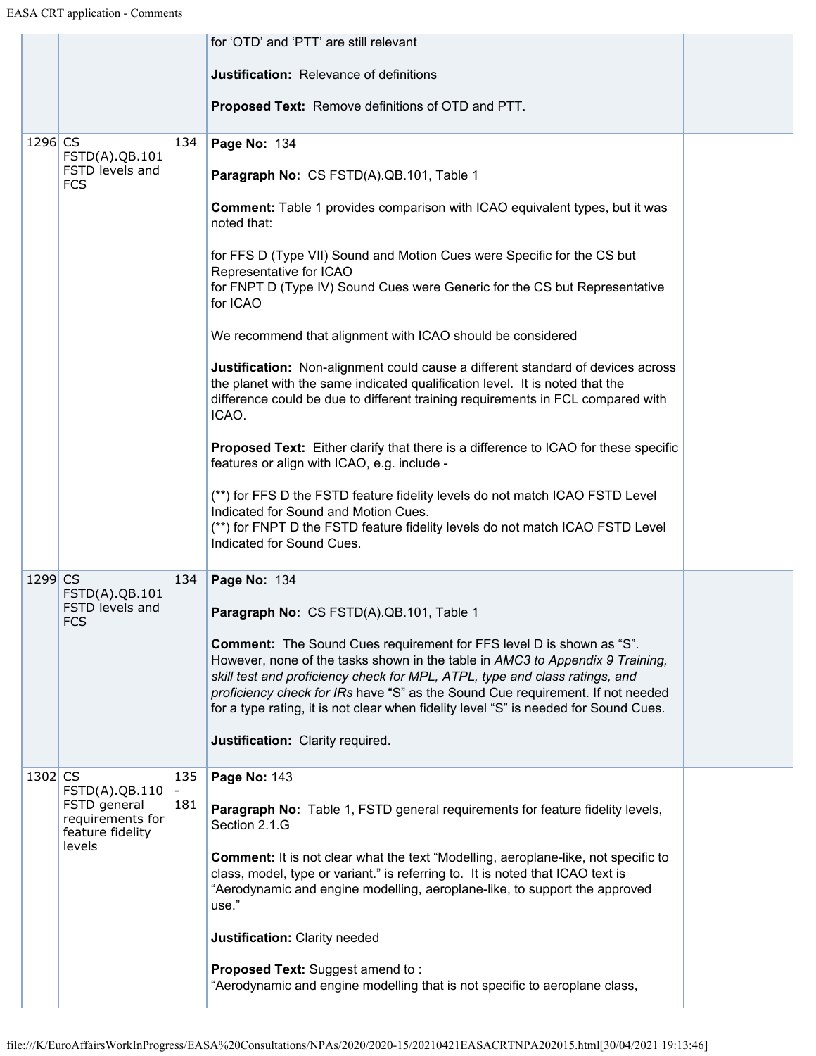| | | | | |
|---|---|---|---|---|
| | | | for 'OTD' and 'PTT' are still relevant<br><br>**Justification:** Relevance of definitions<br><br>**Proposed Text:** Remove definitions of OTD and PTT. | |
| 1296 | CS FSTD(A).QB.101 FSTD levels and FCS | 134 | **Page No:** 134<br><br>**Paragraph No:** CS FSTD(A).QB.101, Table 1<br><br>**Comment:** Table 1 provides comparison with ICAO equivalent types, but it was noted that:<br><br>for FFS D (Type VII) Sound and Motion Cues were Specific for the CS but Representative for ICAO<br>for FNPT D (Type IV) Sound Cues were Generic for the CS but Representative for ICAO<br><br>We recommend that alignment with ICAO should be considered<br><br>**Justification:** Non-alignment could cause a different standard of devices across the planet with the same indicated qualification level. It is noted that the difference could be due to different training requirements in FCL compared with ICAO.<br><br>**Proposed Text:** Either clarify that there is a difference to ICAO for these specific features or align with ICAO, e.g. include -<br><br>(**) for FFS D the FSTD feature fidelity levels do not match ICAO FSTD Level Indicated for Sound and Motion Cues.<br>(**) for FNPT D the FSTD feature fidelity levels do not match ICAO FSTD Level Indicated for Sound Cues. | |
| 1299 | CS FSTD(A).QB.101 FSTD levels and FCS | 134 | **Page No:** 134<br><br>**Paragraph No:** CS FSTD(A).QB.101, Table 1<br><br>**Comment:** The Sound Cues requirement for FFS level D is shown as "S". However, none of the tasks shown in the table in *AMC3 to Appendix 9 Training, skill test and proficiency check for MPL, ATPL, type and class ratings, and proficiency check for IRs* have "S" as the Sound Cue requirement. If not needed for a type rating, it is not clear when fidelity level "S" is needed for Sound Cues.<br><br>**Justification:** Clarity required. | |
| 1302 | CS FSTD(A).QB.110 FSTD general requirements for feature fidelity levels | 135 - 181 | **Page No:** 143<br><br>**Paragraph No:** Table 1, FSTD general requirements for feature fidelity levels, Section 2.1.G<br><br>**Comment:** It is not clear what the text "Modelling, aeroplane-like, not specific to class, model, type or variant." is referring to. It is noted that ICAO text is "Aerodynamic and engine modelling, aeroplane-like, to support the approved use."<br><br>**Justification:** Clarity needed<br><br>**Proposed Text:** Suggest amend to :<br>"Aerodynamic and engine modelling that is not specific to aeroplane class, | |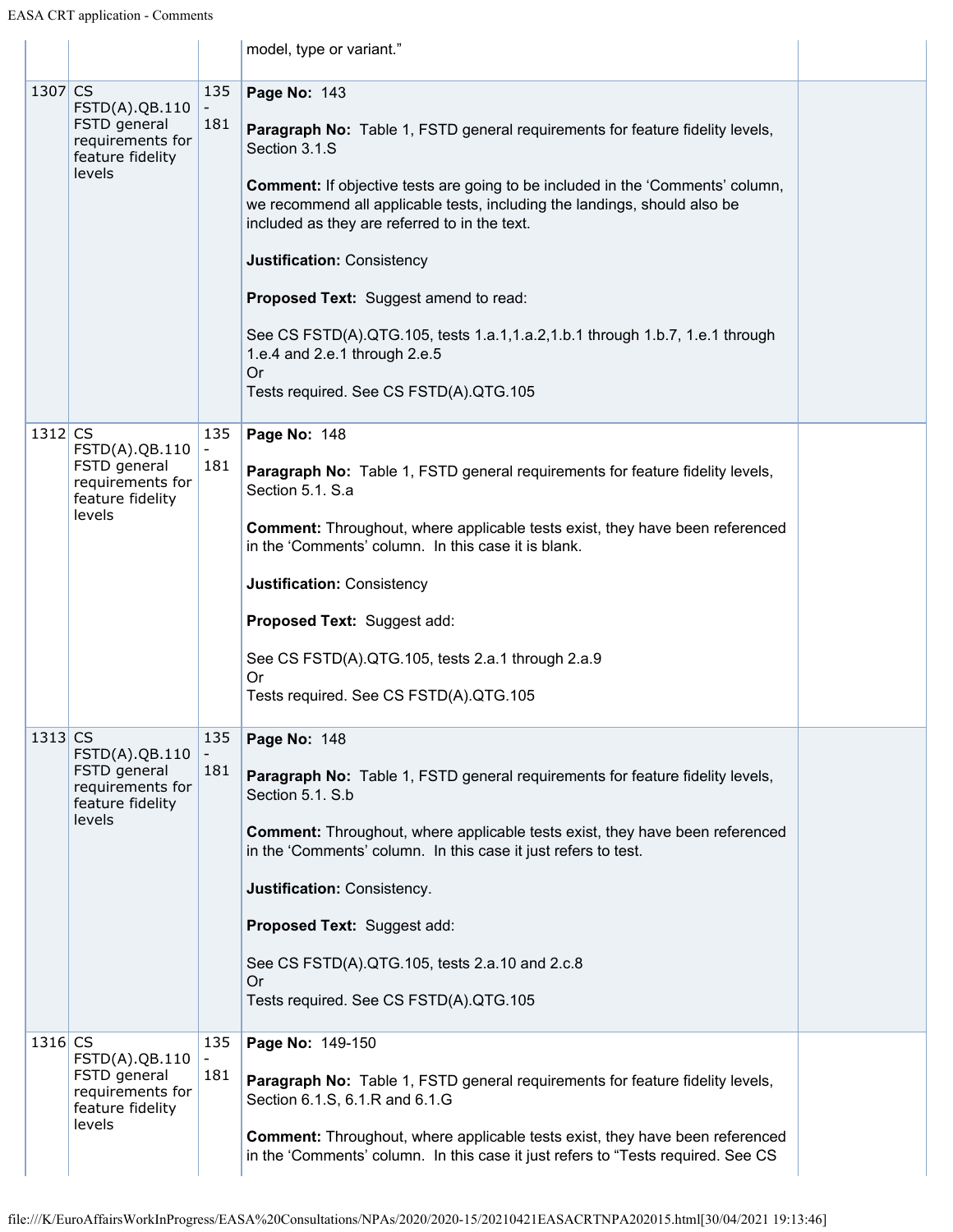| | | | | |
|---|---|---|---|---|
| | | | model, type or variant." | |
| 1307 | CS FSTD(A).QB.110 FSTD general requirements for feature fidelity levels | 135 - 181 | **Page No:** 143<br><br>**Paragraph No:** Table 1, FSTD general requirements for feature fidelity levels, Section 3.1.S<br><br>**Comment:** If objective tests are going to be included in the 'Comments' column, we recommend all applicable tests, including the landings, should also be included as they are referred to in the text.<br><br>**Justification:** Consistency<br><br>**Proposed Text:** Suggest amend to read:<br><br>See CS FSTD(A).QTG.105, tests 1.a.1,1.a.2,1.b.1 through 1.b.7, 1.e.1 through 1.e.4 and 2.e.1 through 2.e.5<br>Or<br>Tests required. See CS FSTD(A).QTG.105 | |
| 1312 | CS FSTD(A).QB.110 FSTD general requirements for feature fidelity levels | 135 - 181 | **Page No:** 148<br><br>**Paragraph No:** Table 1, FSTD general requirements for feature fidelity levels, Section 5.1. S.a<br><br>**Comment:** Throughout, where applicable tests exist, they have been referenced in the 'Comments' column. In this case it is blank.<br><br>**Justification:** Consistency<br><br>**Proposed Text:** Suggest add:<br><br>See CS FSTD(A).QTG.105, tests 2.a.1 through 2.a.9<br>Or<br>Tests required. See CS FSTD(A).QTG.105 | |
| 1313 | CS FSTD(A).QB.110 FSTD general requirements for feature fidelity levels | 135 - 181 | **Page No:** 148<br><br>**Paragraph No:** Table 1, FSTD general requirements for feature fidelity levels, Section 5.1. S.b<br><br>**Comment:** Throughout, where applicable tests exist, they have been referenced in the 'Comments' column. In this case it just refers to test.<br><br>**Justification:** Consistency.<br><br>**Proposed Text:** Suggest add:<br><br>See CS FSTD(A).QTG.105, tests 2.a.10 and 2.c.8<br>Or<br>Tests required. See CS FSTD(A).QTG.105 | |
| 1316 | CS FSTD(A).QB.110 FSTD general requirements for feature fidelity levels | 135 - 181 | **Page No:** 149-150<br><br>**Paragraph No:** Table 1, FSTD general requirements for feature fidelity levels, Section 6.1.S, 6.1.R and 6.1.G<br><br>**Comment:** Throughout, where applicable tests exist, they have been referenced in the 'Comments' column. In this case it just refers to "Tests required. See CS | |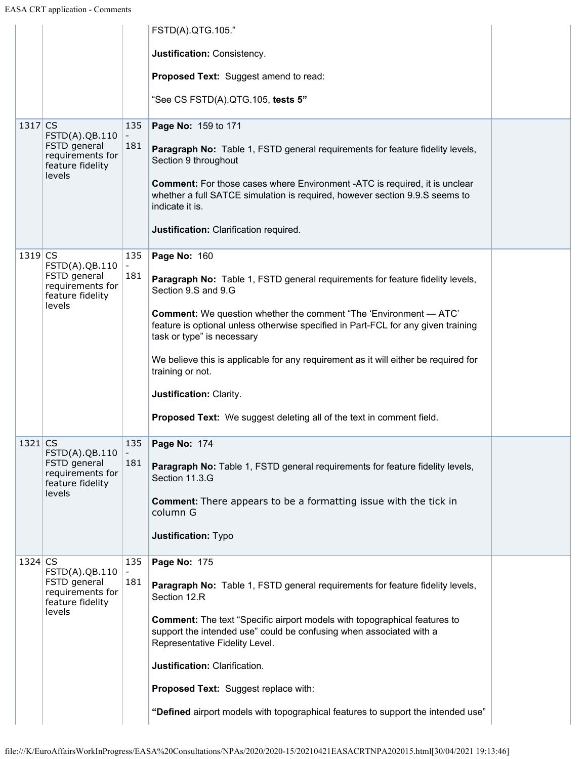| | | | | |
|---|---|---|---|---|
| | | | FSTD(A).QTG.105."<br><br>**Justification:** Consistency.<br><br>**Proposed Text:** Suggest amend to read:<br><br>"See CS FSTD(A).QTG.105, **tests 5"** | |
| 1317 | CS FSTD(A).QB.110 FSTD general requirements for feature fidelity levels | 135 - 181 | **Page No:** 159 to 171<br><br>**Paragraph No:** Table 1, FSTD general requirements for feature fidelity levels, Section 9 throughout<br><br>**Comment:** For those cases where Environment -ATC is required, it is unclear whether a full SATCE simulation is required, however section 9.9.S seems to indicate it is.<br><br>**Justification:** Clarification required. | |
| 1319 | CS FSTD(A).QB.110 FSTD general requirements for feature fidelity levels | 135 - 181 | **Page No:** 160<br><br>**Paragraph No:** Table 1, FSTD general requirements for feature fidelity levels, Section 9.S and 9.G<br><br>**Comment:** We question whether the comment "The 'Environment — ATC' feature is optional unless otherwise specified in Part-FCL for any given training task or type" is necessary<br><br>We believe this is applicable for any requirement as it will either be required for training or not.<br><br>**Justification:** Clarity.<br><br>**Proposed Text:** We suggest deleting all of the text in comment field. | |
| 1321 | CS FSTD(A).QB.110 FSTD general requirements for feature fidelity levels | 135 - 181 | **Page No:** 174<br><br>**Paragraph No:** Table 1, FSTD general requirements for feature fidelity levels, Section 11.3.G<br><br>**Comment:** There appears to be a formatting issue with the tick in column G<br><br>**Justification:** Typo | |
| 1324 | CS FSTD(A).QB.110 FSTD general requirements for feature fidelity levels | 135 - 181 | **Page No:** 175<br><br>**Paragraph No:** Table 1, FSTD general requirements for feature fidelity levels, Section 12.R<br><br>**Comment:** The text "Specific airport models with topographical features to support the intended use" could be confusing when associated with a Representative Fidelity Level.<br><br>**Justification:** Clarification.<br><br>**Proposed Text:** Suggest replace with:<br><br>**"Defined** airport models with topographical features to support the intended use" | |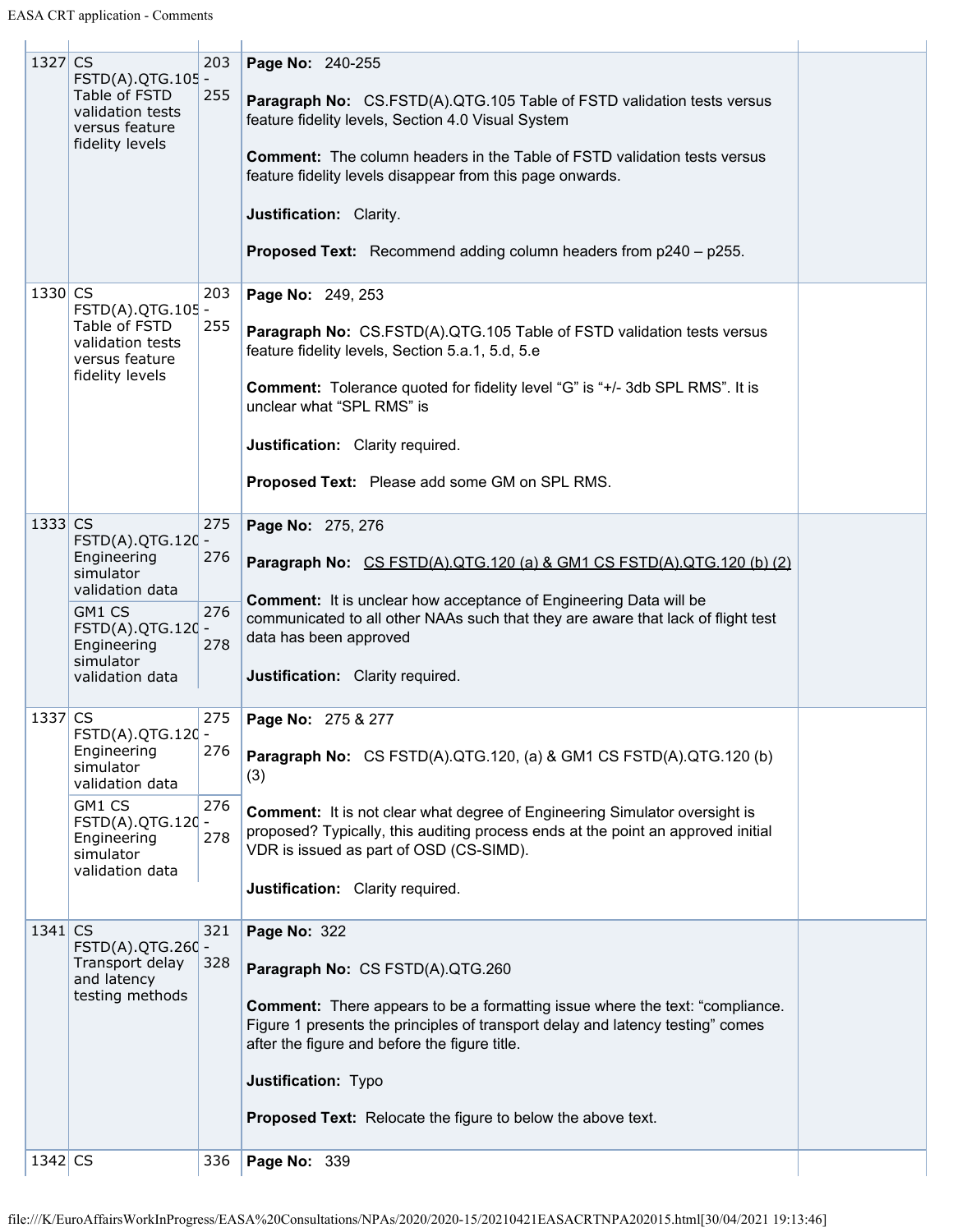| | | | | |
|---|---|---|---|---|
| 1327 | CS FSTD(A).QTG.105 - Table of FSTD validation tests versus feature fidelity levels | 203 - 255 | **Page No:** 240-255<br><br>**Paragraph No:** CS.FSTD(A).QTG.105 Table of FSTD validation tests versus feature fidelity levels, Section 4.0 Visual System<br><br>**Comment:** The column headers in the Table of FSTD validation tests versus feature fidelity levels disappear from this page onwards.<br><br>**Justification:** Clarity.<br><br>**Proposed Text:** Recommend adding column headers from p240 – p255. | |
| 1330 | CS FSTD(A).QTG.105 - Table of FSTD validation tests versus feature fidelity levels | 203 - 255 | **Page No:** 249, 253<br><br>**Paragraph No:** CS.FSTD(A).QTG.105 Table of FSTD validation tests versus feature fidelity levels, Section 5.a.1, 5.d, 5.e<br><br>**Comment:** Tolerance quoted for fidelity level "G" is "+/- 3db SPL RMS". It is unclear what "SPL RMS" is<br><br>**Justification:** Clarity required.<br><br>**Proposed Text:** Please add some GM on SPL RMS. | |
| 1333 | CS FSTD(A).QTG.120 - Engineering simulator validation data<br><br>GM1 CS FSTD(A).QTG.120 - Engineering simulator validation data | 275 - 276<br><br>276 - 278 | **Page No:** 275, 276<br><br>**Paragraph No:** CS FSTD(A).QTG.120 (a) & GM1 CS FSTD(A).QTG.120 (b) (2)<br><br>**Comment:** It is unclear how acceptance of Engineering Data will be communicated to all other NAAs such that they are aware that lack of flight test data has been approved<br><br>**Justification:** Clarity required. | |
| 1337 | CS FSTD(A).QTG.120 - Engineering simulator validation data<br><br>GM1 CS FSTD(A).QTG.120 - Engineering simulator validation data | 275 - 276<br><br>276 - 278 | **Page No:** 275 & 277<br><br>**Paragraph No:** CS FSTD(A).QTG.120, (a) & GM1 CS FSTD(A).QTG.120 (b) (3)<br><br>**Comment:** It is not clear what degree of Engineering Simulator oversight is proposed? Typically, this auditing process ends at the point an approved initial VDR is issued as part of OSD (CS-SIMD).<br><br>**Justification:** Clarity required. | |
| 1341 | CS FSTD(A).QTG.260 - Transport delay and latency testing methods | 321 - 328 | **Page No:** 322<br><br>**Paragraph No:** CS FSTD(A).QTG.260<br><br>**Comment:** There appears to be a formatting issue where the text: "compliance. Figure 1 presents the principles of transport delay and latency testing" comes after the figure and before the figure title.<br><br>**Justification:** Typo<br><br>**Proposed Text:** Relocate the figure to below the above text. | |
| 1342 | CS | 336 | **Page No:** 339 | |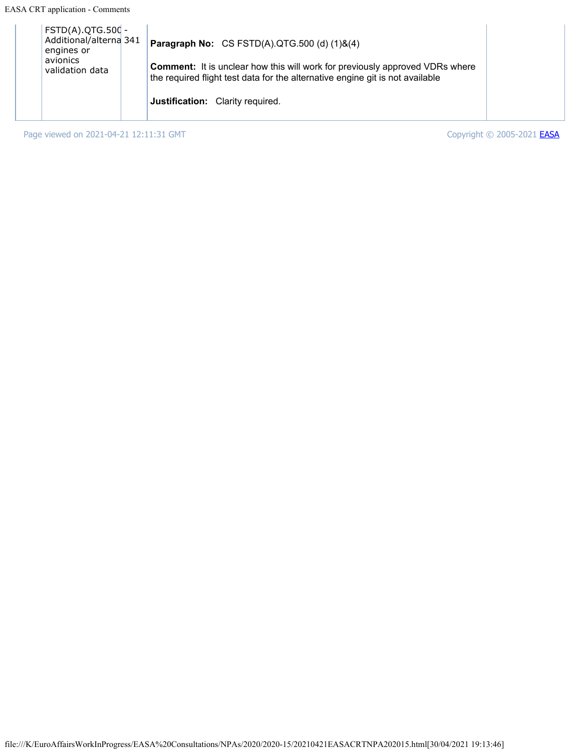| | | | | |
|---|---|---|---|---|
| | FSTD(A).QTG.500 - Additional/alternate engines or avionics validation data | 341 | **Paragraph No:** CS FSTD(A).QTG.500 (d) (1)&(4)<br><br>**Comment:** It is unclear how this will work for previously approved VDRs where the required flight test data for the alternative engine git is not available<br><br>**Justification:** Clarity required. | |

Page viewed on 2021-04-21 12:11:31 GMT

Copyright © 2005-2021 EASA